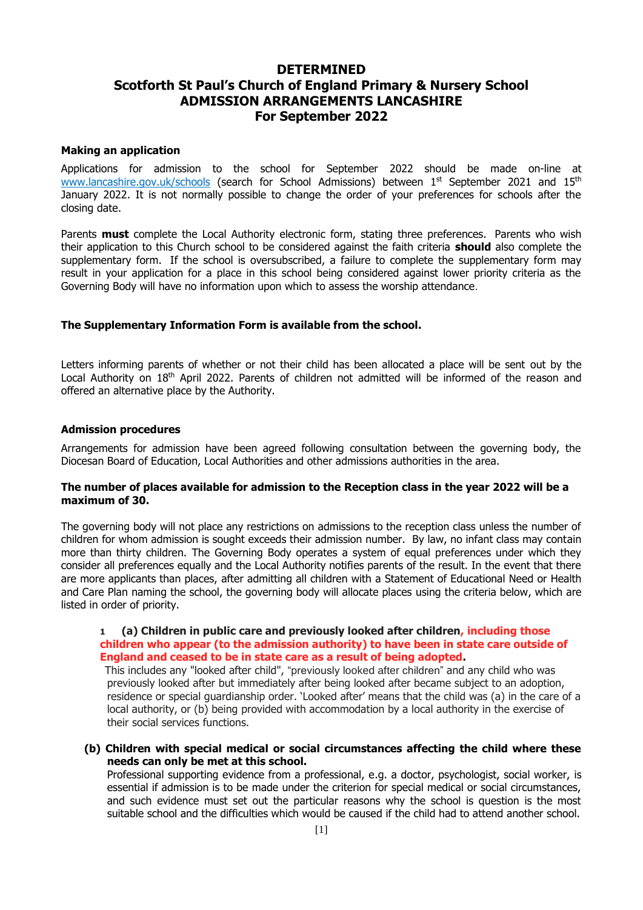# DETERMINED
# Scotforth St Paul's Church of England Primary & Nursery School
# ADMISSION ARRANGEMENTS LANCASHIRE
# For September 2022

**Making an application**

Applications for admission to the school for September 2022 should be made on-line at www.lancashire.gov.uk/schools (search for School Admissions) between 1st September 2021 and 15th January 2022. It is not normally possible to change the order of your preferences for schools after the closing date.

Parents **must** complete the Local Authority electronic form, stating three preferences. Parents who wish their application to this Church school to be considered against the faith criteria **should** also complete the supplementary form. If the school is oversubscribed, a failure to complete the supplementary form may result in your application for a place in this school being considered against lower priority criteria as the Governing Body will have no information upon which to assess the worship attendance.

**The Supplementary Information Form is available from the school.**

Letters informing parents of whether or not their child has been allocated a place will be sent out by the Local Authority on 18th April 2022. Parents of children not admitted will be informed of the reason and offered an alternative place by the Authority.

**Admission procedures**

Arrangements for admission have been agreed following consultation between the governing body, the Diocesan Board of Education, Local Authorities and other admissions authorities in the area.

**The number of places available for admission to the Reception class in the year 2022 will be a maximum of 30.**

The governing body will not place any restrictions on admissions to the reception class unless the number of children for whom admission is sought exceeds their admission number. By law, no infant class may contain more than thirty children. The Governing Body operates a system of equal preferences under which they consider all preferences equally and the Local Authority notifies parents of the result. In the event that there are more applicants than places, after admitting all children with a Statement of Educational Need or Health and Care Plan naming the school, the governing body will allocate places using the criteria below, which are listed in order of priority.

1 **(a) Children in public care and previously looked after children, including those children who appear (to the admission authority) to have been in state care outside of England and ceased to be in state care as a result of being adopted.**

This includes any "looked after child", "previously looked after children" and any child who was previously looked after but immediately after being looked after became subject to an adoption, residence or special guardianship order. 'Looked after' means that the child was (a) in the care of a local authority, or (b) being provided with accommodation by a local authority in the exercise of their social services functions.

**(b) Children with special medical or social circumstances affecting the child where these needs can only be met at this school.**

Professional supporting evidence from a professional, e.g. a doctor, psychologist, social worker, is essential if admission is to be made under the criterion for special medical or social circumstances, and such evidence must set out the particular reasons why the school is question is the most suitable school and the difficulties which would be caused if the child had to attend another school.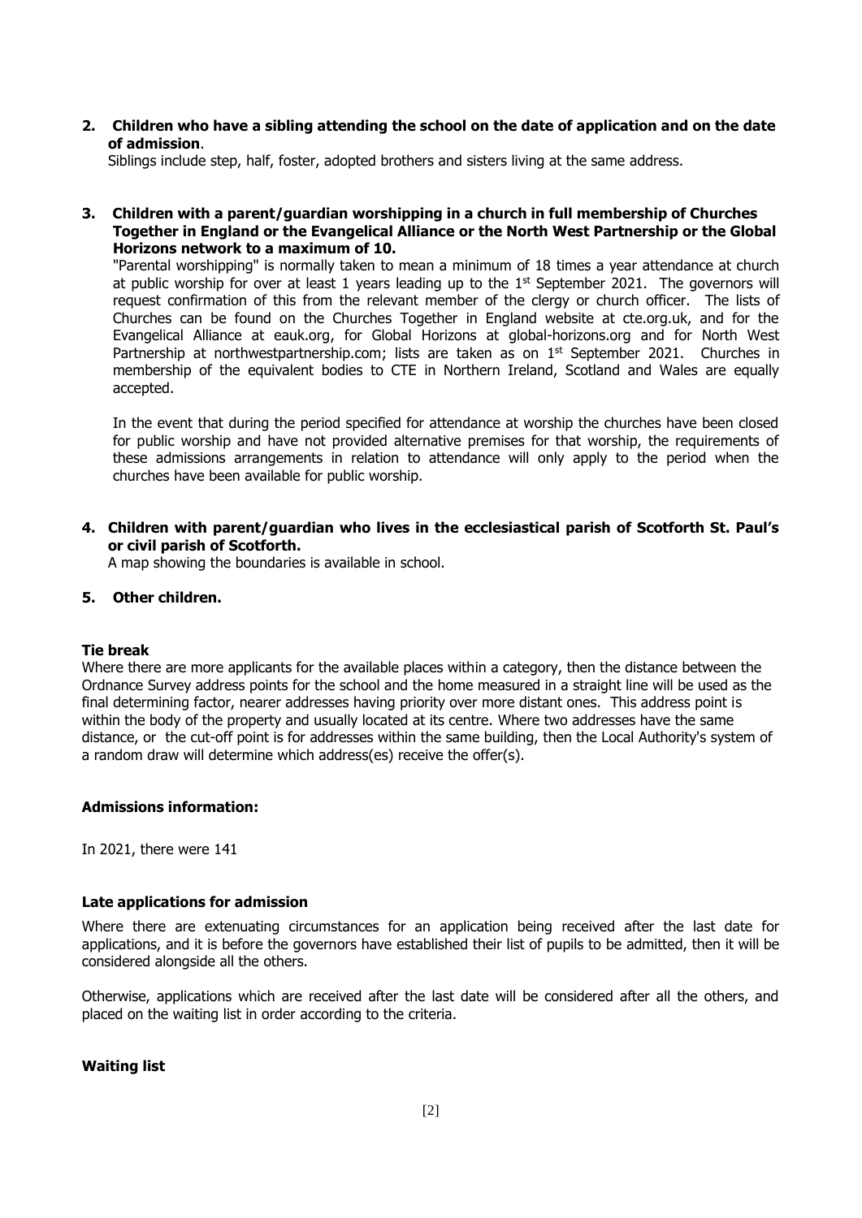**2. Children who have a sibling attending the school on the date of application and on the date of admission**.

Siblings include step, half, foster, adopted brothers and sisters living at the same address.

**3. Children with a parent/guardian worshipping in a church in full membership of Churches Together in England or the Evangelical Alliance or the North West Partnership or the Global Horizons network to a maximum of 10.**

"Parental worshipping" is normally taken to mean a minimum of 18 times a year attendance at church at public worship for over at least 1 years leading up to the 1st September 2021. The governors will request confirmation of this from the relevant member of the clergy or church officer. The lists of Churches can be found on the Churches Together in England website at cte.org.uk, and for the Evangelical Alliance at eauk.org, for Global Horizons at global-horizons.org and for North West Partnership at northwestpartnership.com; lists are taken as on 1st September 2021. Churches in membership of the equivalent bodies to CTE in Northern Ireland, Scotland and Wales are equally accepted.

In the event that during the period specified for attendance at worship the churches have been closed for public worship and have not provided alternative premises for that worship, the requirements of these admissions arrangements in relation to attendance will only apply to the period when the churches have been available for public worship.

**4. Children with parent/guardian who lives in the ecclesiastical parish of Scotforth St. Paul's or civil parish of Scotforth.**

A map showing the boundaries is available in school.

**5. Other children.**

**Tie break**

Where there are more applicants for the available places within a category, then the distance between the Ordnance Survey address points for the school and the home measured in a straight line will be used as the final determining factor, nearer addresses having priority over more distant ones. This address point is within the body of the property and usually located at its centre. Where two addresses have the same distance, or the cut-off point is for addresses within the same building, then the Local Authority's system of a random draw will determine which address(es) receive the offer(s).

**Admissions information:**

In 2021, there were 141

**Late applications for admission**

Where there are extenuating circumstances for an application being received after the last date for applications, and it is before the governors have established their list of pupils to be admitted, then it will be considered alongside all the others.

Otherwise, applications which are received after the last date will be considered after all the others, and placed on the waiting list in order according to the criteria.

**Waiting list**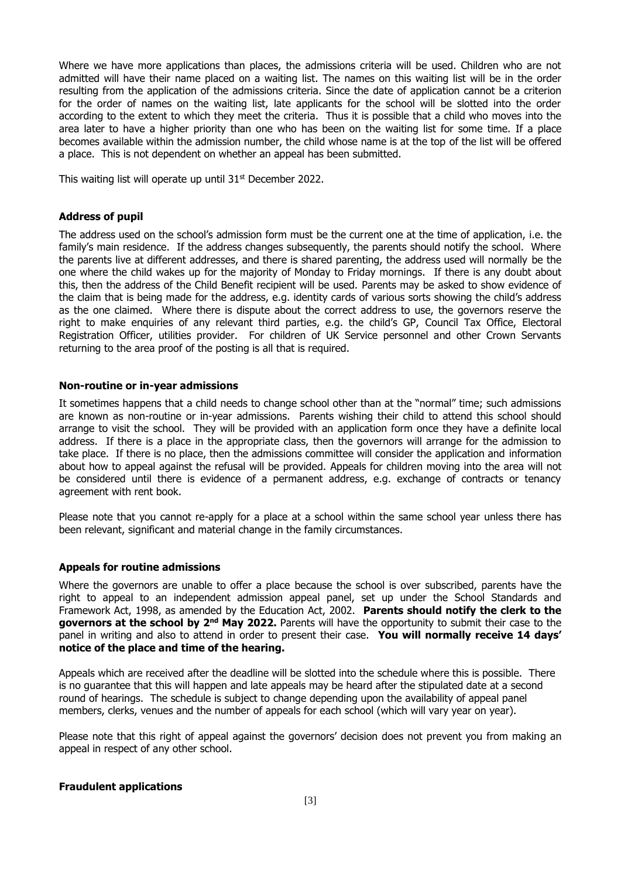Where we have more applications than places, the admissions criteria will be used. Children who are not admitted will have their name placed on a waiting list. The names on this waiting list will be in the order resulting from the application of the admissions criteria. Since the date of application cannot be a criterion for the order of names on the waiting list, late applicants for the school will be slotted into the order according to the extent to which they meet the criteria. Thus it is possible that a child who moves into the area later to have a higher priority than one who has been on the waiting list for some time. If a place becomes available within the admission number, the child whose name is at the top of the list will be offered a place. This is not dependent on whether an appeal has been submitted.

This waiting list will operate up until 31st December 2022.

### Address of pupil

The address used on the school's admission form must be the current one at the time of application, i.e. the family's main residence. If the address changes subsequently, the parents should notify the school. Where the parents live at different addresses, and there is shared parenting, the address used will normally be the one where the child wakes up for the majority of Monday to Friday mornings. If there is any doubt about this, then the address of the Child Benefit recipient will be used. Parents may be asked to show evidence of the claim that is being made for the address, e.g. identity cards of various sorts showing the child's address as the one claimed. Where there is dispute about the correct address to use, the governors reserve the right to make enquiries of any relevant third parties, e.g. the child's GP, Council Tax Office, Electoral Registration Officer, utilities provider. For children of UK Service personnel and other Crown Servants returning to the area proof of the posting is all that is required.

### Non-routine or in-year admissions

It sometimes happens that a child needs to change school other than at the "normal" time; such admissions are known as non-routine or in-year admissions. Parents wishing their child to attend this school should arrange to visit the school. They will be provided with an application form once they have a definite local address. If there is a place in the appropriate class, then the governors will arrange for the admission to take place. If there is no place, then the admissions committee will consider the application and information about how to appeal against the refusal will be provided. Appeals for children moving into the area will not be considered until there is evidence of a permanent address, e.g. exchange of contracts or tenancy agreement with rent book.

Please note that you cannot re-apply for a place at a school within the same school year unless there has been relevant, significant and material change in the family circumstances.

### Appeals for routine admissions

Where the governors are unable to offer a place because the school is over subscribed, parents have the right to appeal to an independent admission appeal panel, set up under the School Standards and Framework Act, 1998, as amended by the Education Act, 2002. **Parents should notify the clerk to the governors at the school by 2nd May 2022.** Parents will have the opportunity to submit their case to the panel in writing and also to attend in order to present their case. **You will normally receive 14 days' notice of the place and time of the hearing.**

Appeals which are received after the deadline will be slotted into the schedule where this is possible. There is no guarantee that this will happen and late appeals may be heard after the stipulated date at a second round of hearings. The schedule is subject to change depending upon the availability of appeal panel members, clerks, venues and the number of appeals for each school (which will vary year on year).

Please note that this right of appeal against the governors' decision does not prevent you from making an appeal in respect of any other school.

### Fraudulent applications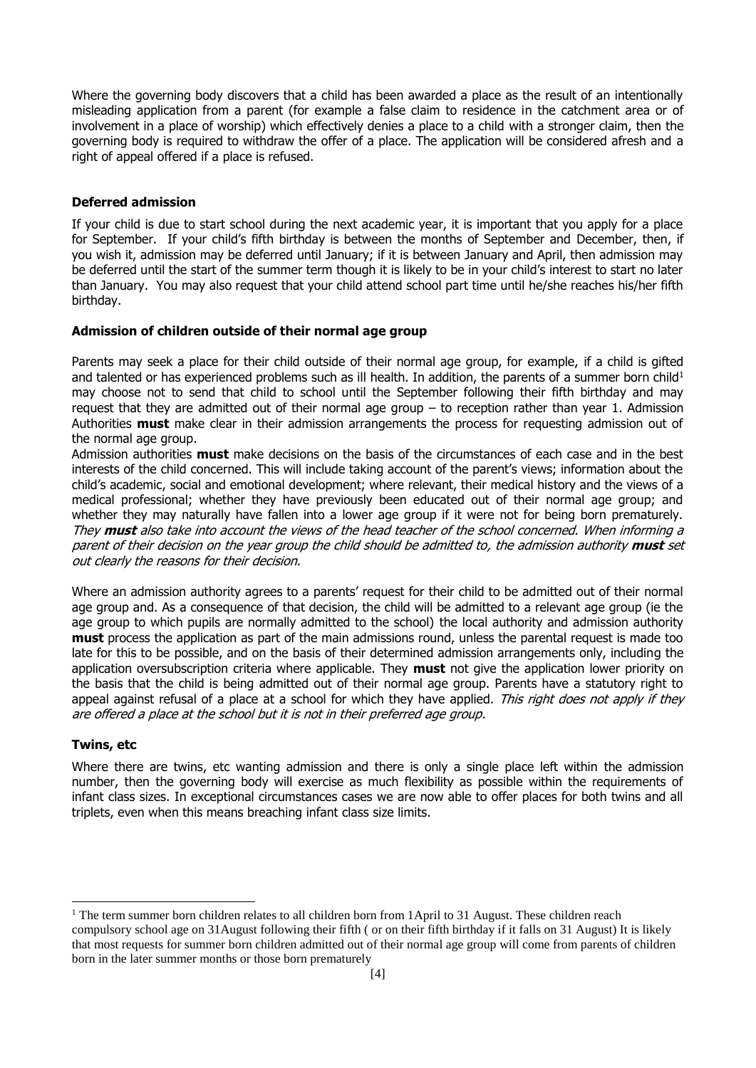Where the governing body discovers that a child has been awarded a place as the result of an intentionally misleading application from a parent (for example a false claim to residence in the catchment area or of involvement in a place of worship) which effectively denies a place to a child with a stronger claim, then the governing body is required to withdraw the offer of a place. The application will be considered afresh and a right of appeal offered if a place is refused.

**Deferred admission**

If your child is due to start school during the next academic year, it is important that you apply for a place for September. If your child's fifth birthday is between the months of September and December, then, if you wish it, admission may be deferred until January; if it is between January and April, then admission may be deferred until the start of the summer term though it is likely to be in your child's interest to start no later than January. You may also request that your child attend school part time until he/she reaches his/her fifth birthday.

**Admission of children outside of their normal age group**

Parents may seek a place for their child outside of their normal age group, for example, if a child is gifted and talented or has experienced problems such as ill health. In addition, the parents of a summer born child[1] may choose not to send that child to school until the September following their fifth birthday and may request that they are admitted out of their normal age group – to reception rather than year 1. Admission Authorities **must** make clear in their admission arrangements the process for requesting admission out of the normal age group.

Admission authorities **must** make decisions on the basis of the circumstances of each case and in the best interests of the child concerned. This will include taking account of the parent's views; information about the child's academic, social and emotional development; where relevant, their medical history and the views of a medical professional; whether they have previously been educated out of their normal age group; and whether they may naturally have fallen into a lower age group if it were not for being born prematurely. *They **must** also take into account the views of the head teacher of the school concerned. When informing a parent of their decision on the year group the child should be admitted to, the admission authority **must** set out clearly the reasons for their decision.*

Where an admission authority agrees to a parents' request for their child to be admitted out of their normal age group and. As a consequence of that decision, the child will be admitted to a relevant age group (ie the age group to which pupils are normally admitted to the school) the local authority and admission authority **must** process the application as part of the main admissions round, unless the parental request is made too late for this to be possible, and on the basis of their determined admission arrangements only, including the application oversubscription criteria where applicable. They **must** not give the application lower priority on the basis that the child is being admitted out of their normal age group. Parents have a statutory right to appeal against refusal of a place at a school for which they have applied. *This right does not apply if they are offered a place at the school but it is not in their preferred age group.*

**Twins, etc**

Where there are twins, etc wanting admission and there is only a single place left within the admission number, then the governing body will exercise as much flexibility as possible within the requirements of infant class sizes. In exceptional circumstances cases we are now able to offer places for both twins and all triplets, even when this means breaching infant class size limits.

---

[1] The term summer born children relates to all children born from 1April to 31 August. These children reach compulsory school age on 31August following their fifth ( or on their fifth birthday if it falls on 31 August) It is likely that most requests for summer born children admitted out of their normal age group will come from parents of children born in the later summer months or those born prematurely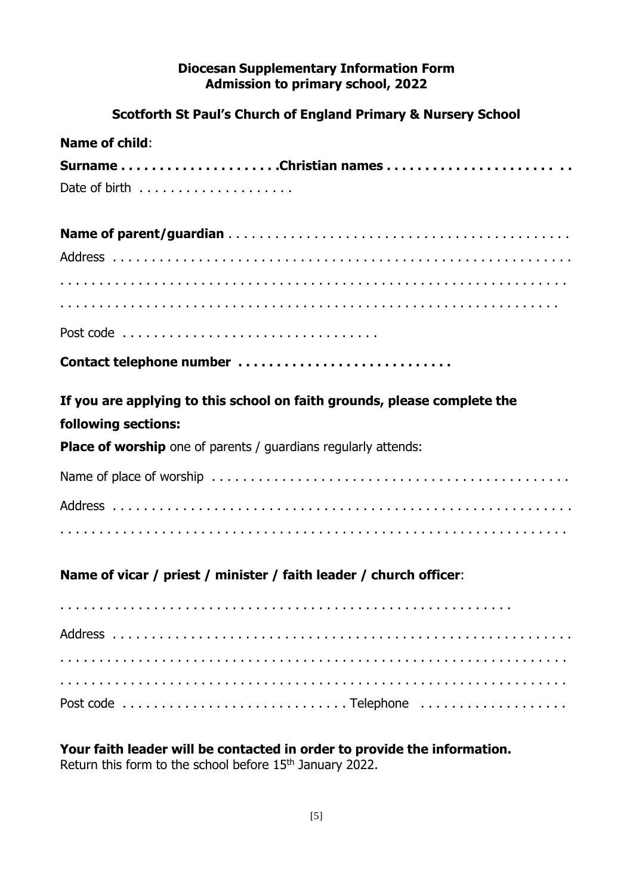**Diocesan Supplementary Information Form**
**Admission to primary school, 2022**

**Scotforth St Paul's Church of England Primary & Nursery School**

**Name of child**:

**Surname . . . . . . . . . . . . . . . . . . . .Christian names . . . . . . . . . . . . . . . . . . . . . . . .**

Date of birth . . . . . . . . . . . . . . . . . . .

**Name of parent/guardian** . . . . . . . . . . . . . . . . . . . . . . . . . . . . . . . . . . . . . . . . . . .

Address . . . . . . . . . . . . . . . . . . . . . . . . . . . . . . . . . . . . . . . . . . . . . . . . . . . . . . .

. . . . . . . . . . . . . . . . . . . . . . . . . . . . . . . . . . . . . . . . . . . . . . . . . . . . . . . . . . . .

. . . . . . . . . . . . . . . . . . . . . . . . . . . . . . . . . . . . . . . . . . . . . . . . . . . . . . . . . . .

Post code . . . . . . . . . . . . . . . . . . . . . . . . . . . . . . . .

**Contact telephone number . . . . . . . . . . . . . . . . . . . . . . . . . . . .**

**If you are applying to this school on faith grounds, please complete the following sections:**

**Place of worship** one of parents / guardians regularly attends:

Name of place of worship . . . . . . . . . . . . . . . . . . . . . . . . . . . . . . . . . . . . . . . . . . . . .

Address . . . . . . . . . . . . . . . . . . . . . . . . . . . . . . . . . . . . . . . . . . . . . . . . . . . . . . .

. . . . . . . . . . . . . . . . . . . . . . . . . . . . . . . . . . . . . . . . . . . . . . . . . . . . . . . . . . . .

**Name of vicar / priest / minister / faith leader / church officer**:

. . . . . . . . . . . . . . . . . . . . . . . . . . . . . . . . . . . . . . . . . . . . . . . . . . . . . . .

Address . . . . . . . . . . . . . . . . . . . . . . . . . . . . . . . . . . . . . . . . . . . . . . . . . . . . . . .

. . . . . . . . . . . . . . . . . . . . . . . . . . . . . . . . . . . . . . . . . . . . . . . . . . . . . . . . . . . .

. . . . . . . . . . . . . . . . . . . . . . . . . . . . . . . . . . . . . . . . . . . . . . . . . . . . . . . . . . . .

Post code . . . . . . . . . . . . . . . . . . . . . . . . . . . . Telephone . . . . . . . . . . . . . . . . . . .

**Your faith leader will be contacted in order to provide the information.**
Return this form to the school before 15th January 2022.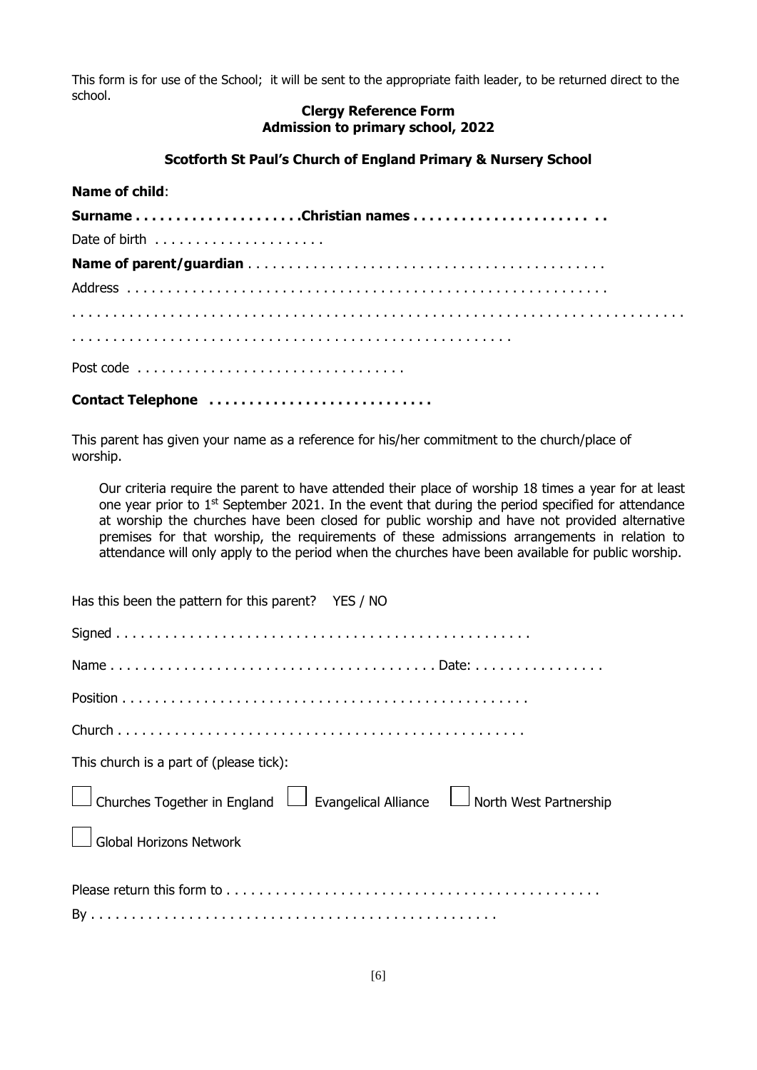This form is for use of the School; it will be sent to the appropriate faith leader, to be returned direct to the school.

**Clergy Reference Form**
**Admission to primary school, 2022**

**Scotforth St Paul's Church of England Primary & Nursery School**

**Name of child**:

**Surname . . . . . . . . . . . . . . . . . . . .Christian names . . . . . . . . . . . . . . . . . . . . . . . .**

Date of birth . . . . . . . . . . . . . . . . . . . .

**Name of parent/guardian** . . . . . . . . . . . . . . . . . . . . . . . . . . . . . . . . . . . . . . . . . . .

Address . . . . . . . . . . . . . . . . . . . . . . . . . . . . . . . . . . . . . . . . . . . . . . . . . . . . . . . . .

. . . . . . . . . . . . . . . . . . . . . . . . . . . . . . . . . . . . . . . . . . . . . . . . . . . . . . . . . . . . . . . . . . . . . . . .

. . . . . . . . . . . . . . . . . . . . . . . . . . . . . . . . . . . . . . . . . . . . . . . . . . . .

Post code . . . . . . . . . . . . . . . . . . . . . . . . . . . . . . . . .

**Contact Telephone . . . . . . . . . . . . . . . . . . . . . . . . . . .**

This parent has given your name as a reference for his/her commitment to the church/place of worship.

> Our criteria require the parent to have attended their place of worship 18 times a year for at least one year prior to 1st September 2021. In the event that during the period specified for attendance at worship the churches have been closed for public worship and have not provided alternative premises for that worship, the requirements of these admissions arrangements in relation to attendance will only apply to the period when the churches have been available for public worship.

Has this been the pattern for this parent? YES / NO

Signed . . . . . . . . . . . . . . . . . . . . . . . . . . . . . . . . . . . . . . . . . . . . . . . . . .

Name . . . . . . . . . . . . . . . . . . . . . . . . . . . . . . . . . . . . . . . Date: . . . . . . . . . . . . . . . .

Position . . . . . . . . . . . . . . . . . . . . . . . . . . . . . . . . . . . . . . . . . . . . . . . . . .

Church . . . . . . . . . . . . . . . . . . . . . . . . . . . . . . . . . . . . . . . . . . . . . . . . . .

This church is a part of (please tick):

☐ Churches Together in England ☐ Evangelical Alliance ☐ North West Partnership

☐ Global Horizons Network

Please return this form to . . . . . . . . . . . . . . . . . . . . . . . . . . . . . . . . . . . . . . . . . . . . . .

By . . . . . . . . . . . . . . . . . . . . . . . . . . . . . . . . . . . . . . . . . . . . . . . . . .